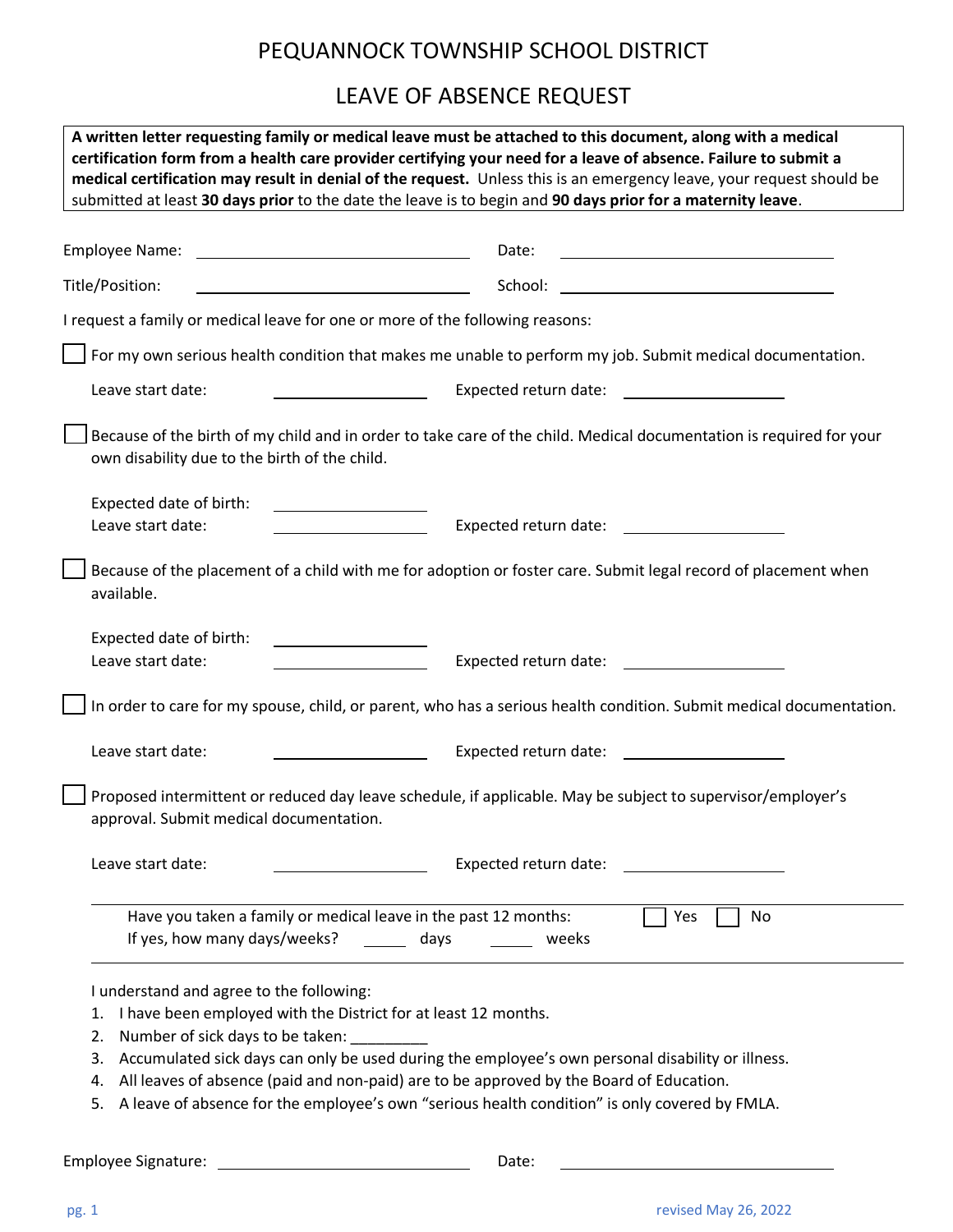# PEQUANNOCK TOWNSHIP SCHOOL DISTRICT

## LEAVE OF ABSENCE REQUEST

**A written letter requesting family or medical leave must be attached to this document, along with a medical certification form from a health care provider certifying your need for a leave of absence. Failure to submit a medical certification may result in denial of the request.** Unless this is an emergency leave, your request should be submitted at least **30 days prior** to the date the leave is to begin and **90 days prior for a maternity leave**.

Employee Name: ______________________________ Date: ______________________________

Title/Position: ______________________________ School: ______________________________

I request a family or medical leave for one or more of the following reasons:

☐ For my own serious health condition that makes me unable to perform my job. Submit medical documentation.

Leave start date: ________________ Expected return date: ________________

☐ Because of the birth of my child and in order to take care of the child. Medical documentation is required for your own disability due to the birth of the child.

Expected date of birth: ________________
Leave start date: ________________ Expected return date: ________________

☐ Because of the placement of a child with me for adoption or foster care. Submit legal record of placement when available.

Expected date of birth: ________________
Leave start date: ________________ Expected return date: ________________

☐ In order to care for my spouse, child, or parent, who has a serious health condition. Submit medical documentation.

Leave start date: ________________ Expected return date: ________________

☐ Proposed intermittent or reduced day leave schedule, if applicable. May be subject to supervisor/employer's approval. Submit medical documentation.

Leave start date: ________________ Expected return date: ________________

---

Have you taken a family or medical leave in the past 12 months: ☐ Yes ☐ No
If yes, how many days/weeks? _____ days _____ weeks

---

I understand and agree to the following:

1. I have been employed with the District for at least 12 months.
2. Number of sick days to be taken: _________
3. Accumulated sick days can only be used during the employee's own personal disability or illness.
4. All leaves of absence (paid and non-paid) are to be approved by the Board of Education.
5. A leave of absence for the employee's own "serious health condition" is only covered by FMLA.

Employee Signature: ______________________________ Date: ______________________________

revised May 26, 2022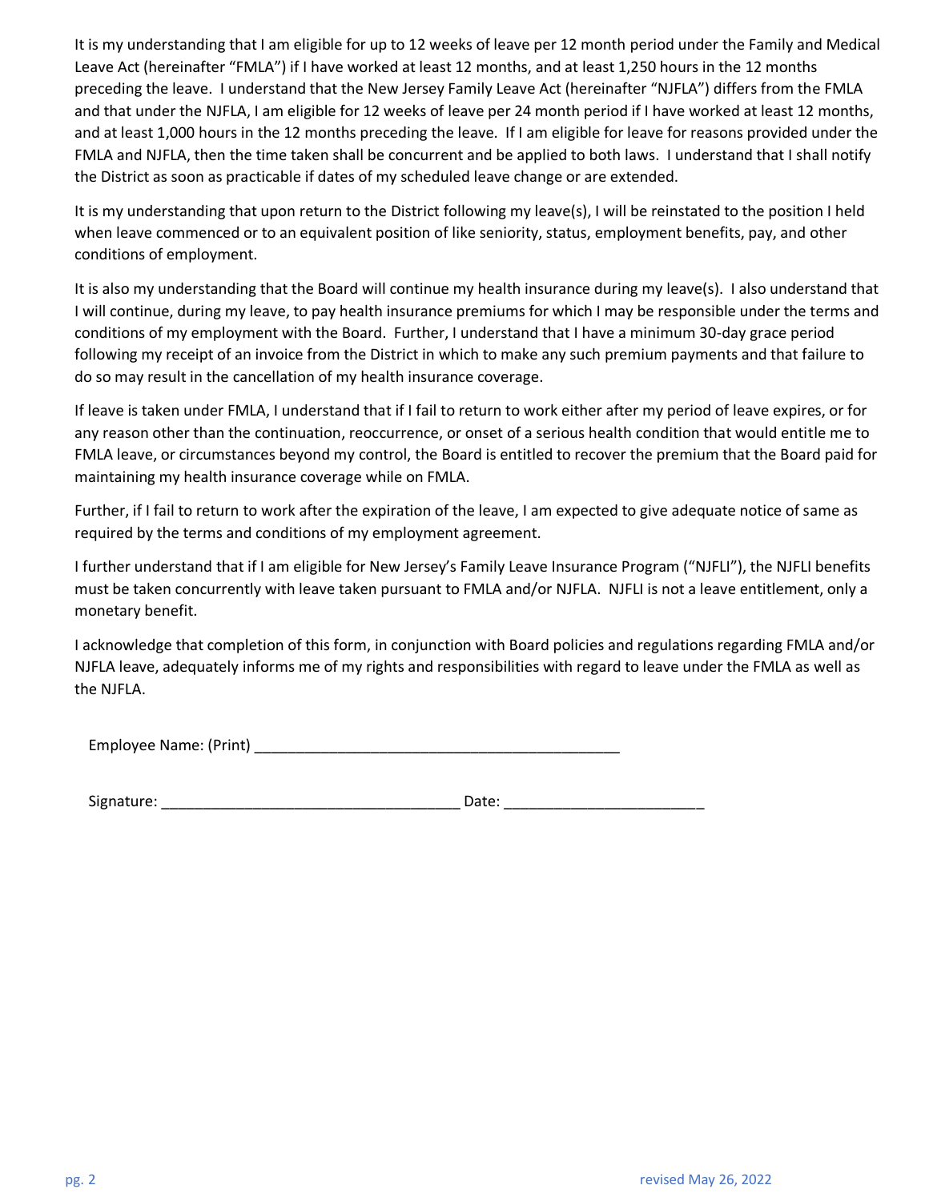It is my understanding that I am eligible for up to 12 weeks of leave per 12 month period under the Family and Medical Leave Act (hereinafter "FMLA") if I have worked at least 12 months, and at least 1,250 hours in the 12 months preceding the leave. I understand that the New Jersey Family Leave Act (hereinafter "NJFLA") differs from the FMLA and that under the NJFLA, I am eligible for 12 weeks of leave per 24 month period if I have worked at least 12 months, and at least 1,000 hours in the 12 months preceding the leave. If I am eligible for leave for reasons provided under the FMLA and NJFLA, then the time taken shall be concurrent and be applied to both laws. I understand that I shall notify the District as soon as practicable if dates of my scheduled leave change or are extended.

It is my understanding that upon return to the District following my leave(s), I will be reinstated to the position I held when leave commenced or to an equivalent position of like seniority, status, employment benefits, pay, and other conditions of employment.

It is also my understanding that the Board will continue my health insurance during my leave(s). I also understand that I will continue, during my leave, to pay health insurance premiums for which I may be responsible under the terms and conditions of my employment with the Board. Further, I understand that I have a minimum 30-day grace period following my receipt of an invoice from the District in which to make any such premium payments and that failure to do so may result in the cancellation of my health insurance coverage.

If leave is taken under FMLA, I understand that if I fail to return to work either after my period of leave expires, or for any reason other than the continuation, reoccurrence, or onset of a serious health condition that would entitle me to FMLA leave, or circumstances beyond my control, the Board is entitled to recover the premium that the Board paid for maintaining my health insurance coverage while on FMLA.

Further, if I fail to return to work after the expiration of the leave, I am expected to give adequate notice of same as required by the terms and conditions of my employment agreement.

I further understand that if I am eligible for New Jersey's Family Leave Insurance Program ("NJFLI"), the NJFLI benefits must be taken concurrently with leave taken pursuant to FMLA and/or NJFLA. NJFLI is not a leave entitlement, only a monetary benefit.

I acknowledge that completion of this form, in conjunction with Board policies and regulations regarding FMLA and/or NJFLA leave, adequately informs me of my rights and responsibilities with regard to leave under the FMLA as well as the NJFLA.

Employee Name: (Print) _____________________________________________

Signature: ____________________________________ Date: ________________________

revised May 26, 2022